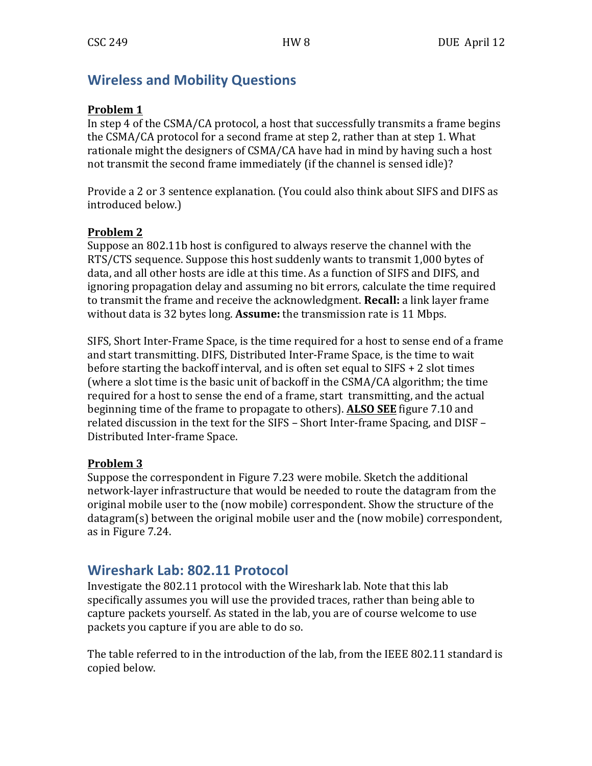## Wireless and Mobility Questions

**Problem 1**

In step 4 of the CSMA/CA protocol, a host that successfully transmits a frame begins the CSMA/CA protocol for a second frame at step 2, rather than at step 1. What rationale might the designers of CSMA/CA have had in mind by having such a host not transmit the second frame immediately (if the channel is sensed idle)?

Provide a 2 or 3 sentence explanation. (You could also think about SIFS and DIFS as introduced below.)

**Problem 2**

Suppose an 802.11b host is configured to always reserve the channel with the RTS/CTS sequence. Suppose this host suddenly wants to transmit 1,000 bytes of data, and all other hosts are idle at this time. As a function of SIFS and DIFS, and ignoring propagation delay and assuming no bit errors, calculate the time required to transmit the frame and receive the acknowledgment. **Recall:** a link layer frame without data is 32 bytes long. **Assume:** the transmission rate is 11 Mbps.

SIFS, Short Inter-Frame Space, is the time required for a host to sense end of a frame and start transmitting. DIFS, Distributed Inter-Frame Space, is the time to wait before starting the backoff interval, and is often set equal to SIFS + 2 slot times (where a slot time is the basic unit of backoff in the CSMA/CA algorithm; the time required for a host to sense the end of a frame, start transmitting, and the actual beginning time of the frame to propagate to others). **ALSO SEE** figure 7.10 and related discussion in the text for the SIFS – Short Inter-frame Spacing, and DISF – Distributed Inter-frame Space.

**Problem 3**

Suppose the correspondent in Figure 7.23 were mobile. Sketch the additional network-layer infrastructure that would be needed to route the datagram from the original mobile user to the (now mobile) correspondent. Show the structure of the datagram(s) between the original mobile user and the (now mobile) correspondent, as in Figure 7.24.

## Wireshark Lab: 802.11 Protocol

Investigate the 802.11 protocol with the Wireshark lab. Note that this lab specifically assumes you will use the provided traces, rather than being able to capture packets yourself. As stated in the lab, you are of course welcome to use packets you capture if you are able to do so.

The table referred to in the introduction of the lab, from the IEEE 802.11 standard is copied below.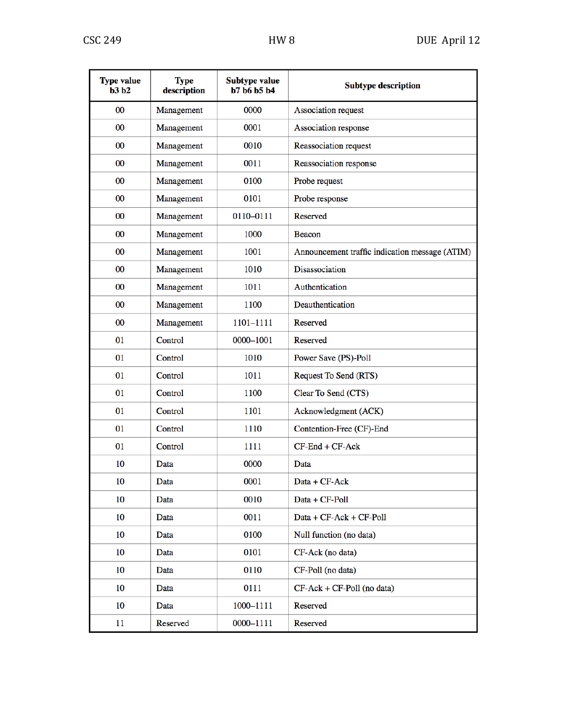| Type value b3 b2 | Type description | Subtype value b7 b6 b5 b4 | Subtype description |
|---|---|---|---|
| 00 | Management | 0000 | Association request |
| 00 | Management | 0001 | Association response |
| 00 | Management | 0010 | Reassociation request |
| 00 | Management | 0011 | Reassociation response |
| 00 | Management | 0100 | Probe request |
| 00 | Management | 0101 | Probe response |
| 00 | Management | 0110–0111 | Reserved |
| 00 | Management | 1000 | Beacon |
| 00 | Management | 1001 | Announcement traffic indication message (ATIM) |
| 00 | Management | 1010 | Disassociation |
| 00 | Management | 1011 | Authentication |
| 00 | Management | 1100 | Deauthentication |
| 00 | Management | 1101–1111 | Reserved |
| 01 | Control | 0000–1001 | Reserved |
| 01 | Control | 1010 | Power Save (PS)-Poll |
| 01 | Control | 1011 | Request To Send (RTS) |
| 01 | Control | 1100 | Clear To Send (CTS) |
| 01 | Control | 1101 | Acknowledgment (ACK) |
| 01 | Control | 1110 | Contention-Free (CF)-End |
| 01 | Control | 1111 | CF-End + CF-Ack |
| 10 | Data | 0000 | Data |
| 10 | Data | 0001 | Data + CF-Ack |
| 10 | Data | 0010 | Data + CF-Poll |
| 10 | Data | 0011 | Data + CF-Ack + CF-Poll |
| 10 | Data | 0100 | Null function (no data) |
| 10 | Data | 0101 | CF-Ack (no data) |
| 10 | Data | 0110 | CF-Poll (no data) |
| 10 | Data | 0111 | CF-Ack + CF-Poll (no data) |
| 10 | Data | 1000–1111 | Reserved |
| 11 | Reserved | 0000–1111 | Reserved |